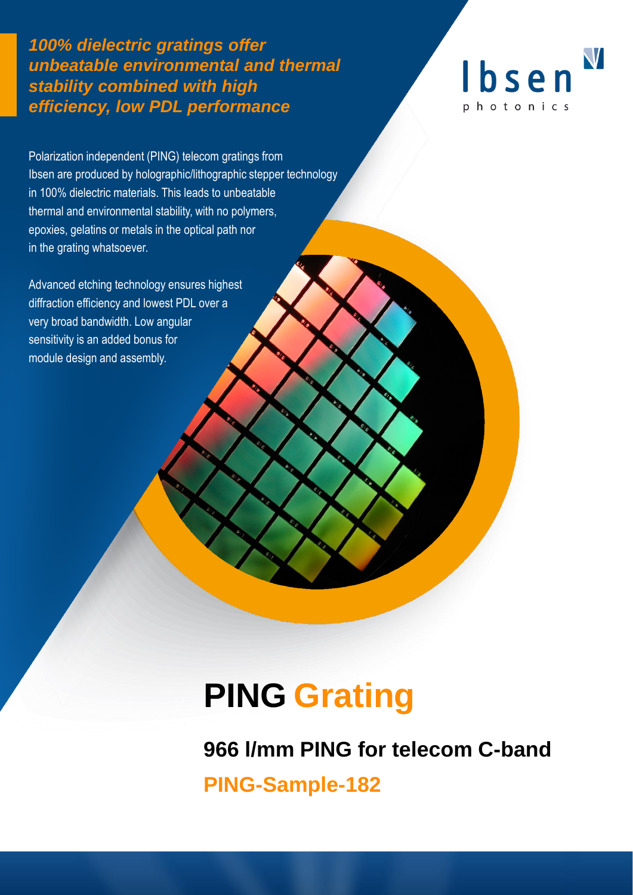***100% dielectric gratings offer unbeatable environmental and thermal stability combined with high efficiency, low PDL performance***

Ibsen photonics

Polarization independent (PING) telecom gratings from Ibsen are produced by holographic/lithographic stepper technology in 100% dielectric materials. This leads to unbeatable thermal and environmental stability, with no polymers, epoxies, gelatins or metals in the optical path nor in the grating whatsoever.

Advanced etching technology ensures highest diffraction efficiency and lowest PDL over a very broad bandwidth. Low angular sensitivity is an added bonus for module design and assembly.

# PING Grating

## 966 l/mm PING for telecom C-band

## PING-Sample-182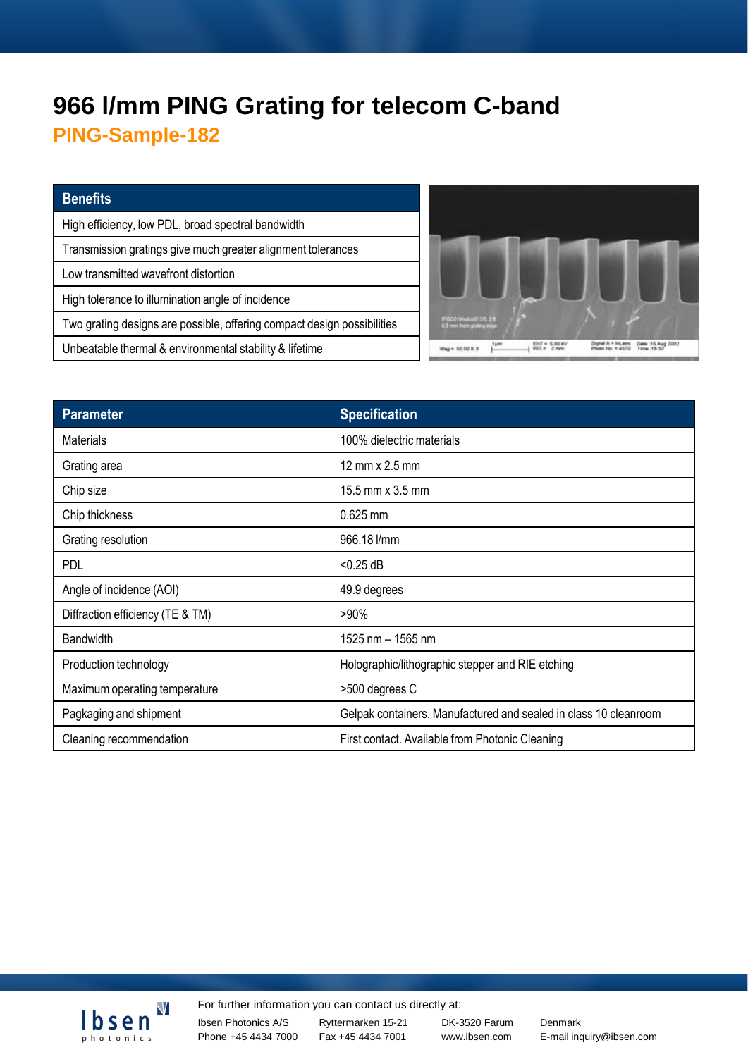# 966 l/mm PING Grating for telecom C-band

## PING-Sample-182

| Benefits |
|---|
| High efficiency, low PDL, broad spectral bandwidth |
| Transmission gratings give much greater alignment tolerances |
| Low transmitted wavefront distortion |
| High tolerance to illumination angle of incidence |
| Two grating designs are possible, offering compact design possibilities |
| Unbeatable thermal & environmental stability & lifetime |

| Parameter | Specification |
|---|---|
| Materials | 100% dielectric materials |
| Grating area | 12 mm x 2.5 mm |
| Chip size | 15.5 mm x 3.5 mm |
| Chip thickness | 0.625 mm |
| Grating resolution | 966.18 l/mm |
| PDL | <0.25 dB |
| Angle of incidence (AOI) | 49.9 degrees |
| Diffraction efficiency (TE & TM) | >90% |
| Bandwidth | 1525 nm – 1565 nm |
| Production technology | Holographic/lithographic stepper and RIE etching |
| Maximum operating temperature | >500 degrees C |
| Pagkaging and shipment | Gelpak containers. Manufactured and sealed in class 10 cleanroom |
| Cleaning recommendation | First contact. Available from Photonic Cleaning |

Ibsen photonics

For further information you can contact us directly at:

Ibsen Photonics A/S, Ryttermarken 15-21, DK-3520 Farum, Denmark
Phone +45 4434 7000, Fax +45 4434 7001, www.ibsen.com, E-mail inquiry@ibsen.com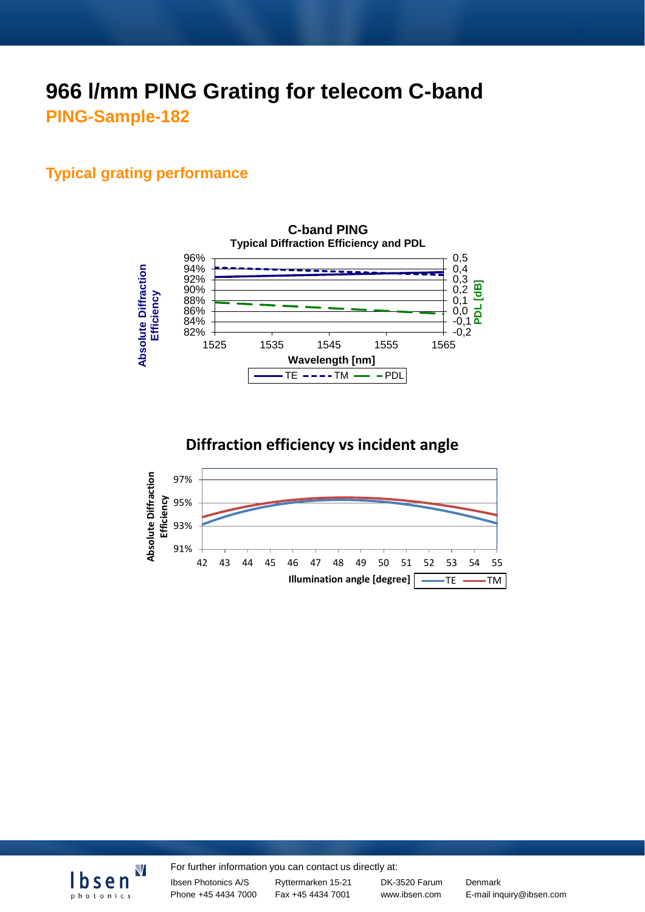# 966 l/mm PING Grating for telecom C-band

## PING-Sample-182

### Typical grating performance

**C-band PING**
**Typical Diffraction Efficiency and PDL**

Absolute Diffraction Efficiency: 96%, 94%, 92%, 90%, 88%, 86%, 84%, 82%

PDL [dB]: 0,5, 0,4, 0,3, 0,2, 0,1, 0,0, -0,1, -0,2

Wavelength [nm]: 1525, 1535, 1545, 1555, 1565

TE, TM, PDL

**Diffraction efficiency vs incident angle**

Absolute Diffraction Efficiency: 97%, 95%, 93%, 91%

Illumination angle [degree]: 42, 43, 44, 45, 46, 47, 48, 49, 50, 51, 52, 53, 54, 55

TE, TM

For further information you can contact us directly at:

| | | | |
|---|---|---|---|
| Ibsen Photonics A/S | Ryttermarken 15-21 | DK-3520 Farum | Denmark |
| Phone +45 4434 7000 | Fax +45 4434 7001 | www.ibsen.com | E-mail inquiry@ibsen.com |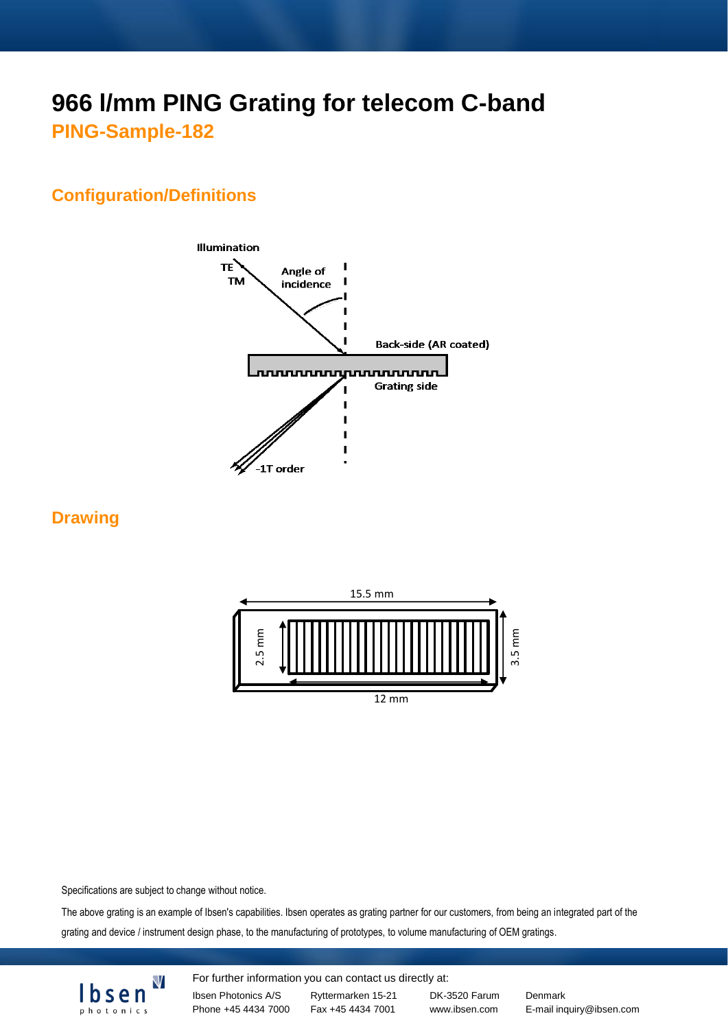# 966 l/mm PING Grating for telecom C-band

## PING-Sample-182

## Configuration/Definitions

Illumination

TE

TM

Angle of incidence

Back-side (AR coated)

Grating side

-1T order

## Drawing

15.5 mm

2.5 mm

3.5 mm

12 mm

Specifications are subject to change without notice.

The above grating is an example of Ibsen's capabilities. Ibsen operates as grating partner for our customers, from being an integrated part of the grating and device / instrument design phase, to the manufacturing of prototypes, to volume manufacturing of OEM gratings.

For further information you can contact us directly at:

Ibsen Photonics A/S, Ryttermarken 15-21, DK-3520 Farum, Denmark

Phone +45 4434 7000, Fax +45 4434 7001, www.ibsen.com, E-mail inquiry@ibsen.com